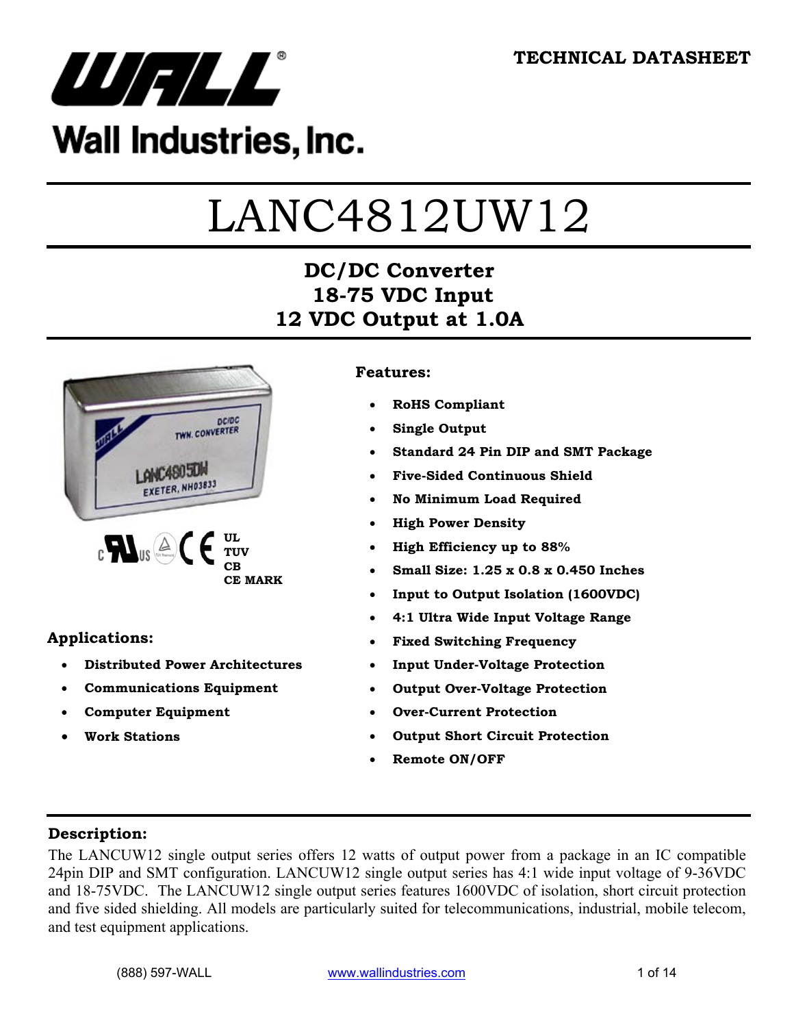# Wall Industries, Inc.

**TECHNICAL DATASHEET**

# LANC4812UW12

## DC/DC Converter
## 18-75 VDC Input
## 12 VDC Output at 1.0A

UL
TUV
CB
CE MARK

### Applications:

- **Distributed Power Architectures**
- **Communications Equipment**
- **Computer Equipment**
- **Work Stations**

### Features:

- **RoHS Compliant**
- **Single Output**
- **Standard 24 Pin DIP and SMT Package**
- **Five-Sided Continuous Shield**
- **No Minimum Load Required**
- **High Power Density**
- **High Efficiency up to 88%**
- **Small Size: 1.25 x 0.8 x 0.450 Inches**
- **Input to Output Isolation (1600VDC)**
- **4:1 Ultra Wide Input Voltage Range**
- **Fixed Switching Frequency**
- **Input Under-Voltage Protection**
- **Output Over-Voltage Protection**
- **Over-Current Protection**
- **Output Short Circuit Protection**
- **Remote ON/OFF**

### Description:

The LANCUW12 single output series offers 12 watts of output power from a package in an IC compatible 24pin DIP and SMT configuration. LANCUW12 single output series has 4:1 wide input voltage of 9-36VDC and 18-75VDC. The LANCUW12 single output series features 1600VDC of isolation, short circuit protection and five sided shielding. All models are particularly suited for telecommunications, industrial, mobile telecom, and test equipment applications.

(888) 597-WALL www.wallindustries.com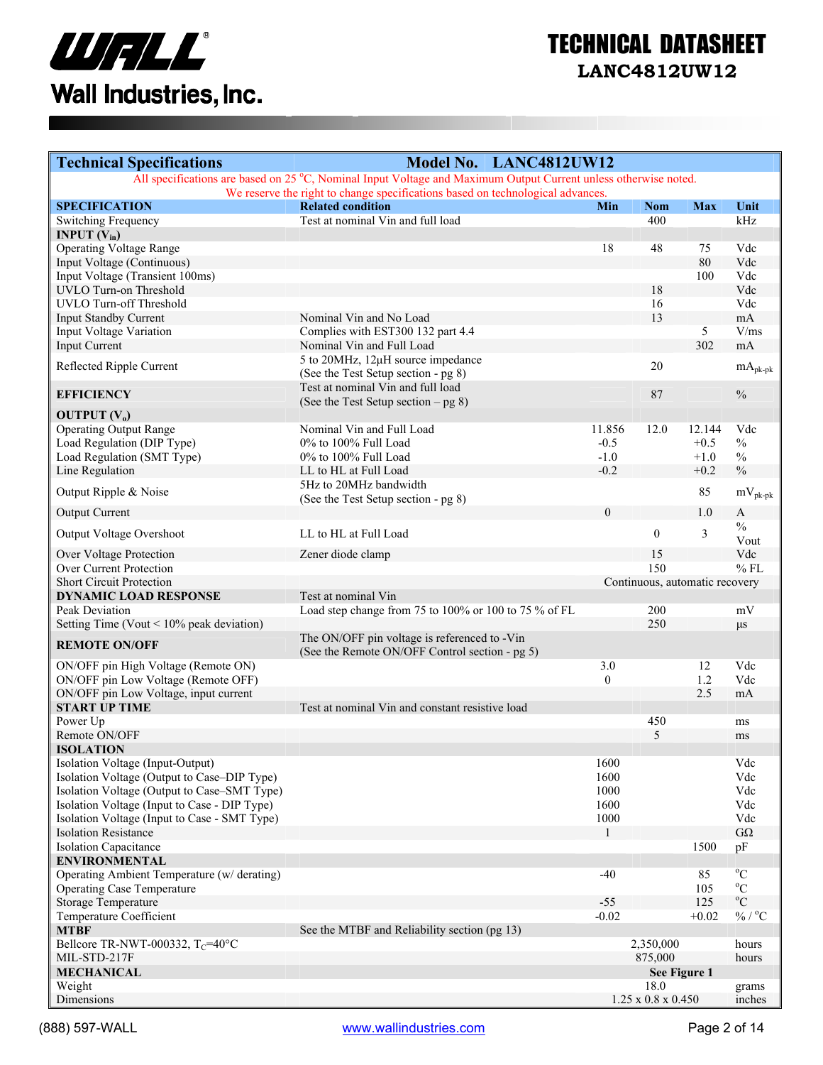# TECHNICAL DATASHEET
## LANC4812UW12

| Technical Specifications | Model No. LANC4812UW12 | | | | |
|---|---|---|---|---|---|
| All specifications are based on 25 °C, Nominal Input Voltage and Maximum Output Current unless otherwise noted. We reserve the right to change specifications based on technological advances. | | | | | |
| **SPECIFICATION** | **Related condition** | **Min** | **Nom** | **Max** | **Unit** |
| Switching Frequency | Test at nominal Vin and full load | | 400 | | kHz |
| **INPUT ($V_{in}$)** | | | | | |
| Operating Voltage Range | | 18 | 48 | 75 | Vdc |
| Input Voltage (Continuous) | | | | 80 | Vdc |
| Input Voltage (Transient 100ms) | | | | 100 | Vdc |
| UVLO Turn-on Threshold | | | 18 | | Vdc |
| UVLO Turn-off Threshold | | | 16 | | Vdc |
| Input Standby Current | Nominal Vin and No Load | | 13 | | mA |
| Input Voltage Variation | Complies with EST300 132 part 4.4 | | | 5 | V/ms |
| Input Current | Nominal Vin and Full Load | | | 302 | mA |
| Reflected Ripple Current | 5 to 20MHz, 12µH source impedance (See the Test Setup section - pg 8) | | 20 | | $mA_{pk-pk}$ |
| **EFFICIENCY** | Test at nominal Vin and full load (See the Test Setup section – pg 8) | | 87 | | % |
| **OUTPUT ($V_o$)** | | | | | |
| Operating Output Range | Nominal Vin and Full Load | 11.856 | 12.0 | 12.144 | Vdc |
| Load Regulation (DIP Type) | 0% to 100% Full Load | -0.5 | | +0.5 | % |
| Load Regulation (SMT Type) | 0% to 100% Full Load | -1.0 | | +1.0 | % |
| Line Regulation | LL to HL at Full Load | -0.2 | | +0.2 | % |
| Output Ripple & Noise | 5Hz to 20MHz bandwidth (See the Test Setup section - pg 8) | | | 85 | $mV_{pk-pk}$ |
| Output Current | | 0 | | 1.0 | A |
| Output Voltage Overshoot | LL to HL at Full Load | | 0 | 3 | % Vout |
| Over Voltage Protection | Zener diode clamp | | 15 | | Vdc |
| Over Current Protection | | | 150 | | % FL |
| Short Circuit Protection | | Continuous, automatic recovery | | | |
| **DYNAMIC LOAD RESPONSE** | Test at nominal Vin | | | | |
| Peak Deviation | Load step change from 75 to 100% or 100 to 75 % of FL | | 200 | | mV |
| Setting Time (Vout < 10% peak deviation) | | | 250 | | µs |
| **REMOTE ON/OFF** | The ON/OFF pin voltage is referenced to -Vin (See the Remote ON/OFF Control section - pg 5) | | | | |
| ON/OFF pin High Voltage (Remote ON) | | 3.0 | | 12 | Vdc |
| ON/OFF pin Low Voltage (Remote OFF) | | 0 | | 1.2 | Vdc |
| ON/OFF pin Low Voltage, input current | | | | 2.5 | mA |
| **START UP TIME** | Test at nominal Vin and constant resistive load | | | | |
| Power Up | | | 450 | | ms |
| Remote ON/OFF | | | 5 | | ms |
| **ISOLATION** | | | | | |
| Isolation Voltage (Input-Output) | | 1600 | | | Vdc |
| Isolation Voltage (Output to Case–DIP Type) | | 1600 | | | Vdc |
| Isolation Voltage (Output to Case–SMT Type) | | 1000 | | | Vdc |
| Isolation Voltage (Input to Case - DIP Type) | | 1600 | | | Vdc |
| Isolation Voltage (Input to Case - SMT Type) | | 1000 | | | Vdc |
| Isolation Resistance | | 1 | | | GΩ |
| Isolation Capacitance | | | | 1500 | pF |
| **ENVIRONMENTAL** | | | | | |
| Operating Ambient Temperature (w/ derating) | | -40 | | 85 | °C |
| Operating Case Temperature | | | | 105 | °C |
| Storage Temperature | | -55 | | 125 | °C |
| Temperature Coefficient | | -0.02 | | +0.02 | % / °C |
| **MTBF** | See the MTBF and Reliability section (pg 13) | | | | |
| Bellcore TR-NWT-000332, $T_C$=40°C | | | 2,350,000 | | hours |
| MIL-STD-217F | | | 875,000 | | hours |
| **MECHANICAL** | | | **See Figure 1** | | |
| Weight | | | 18.0 | | grams |
| Dimensions | | | 1.25 x 0.8 x 0.450 | | inches |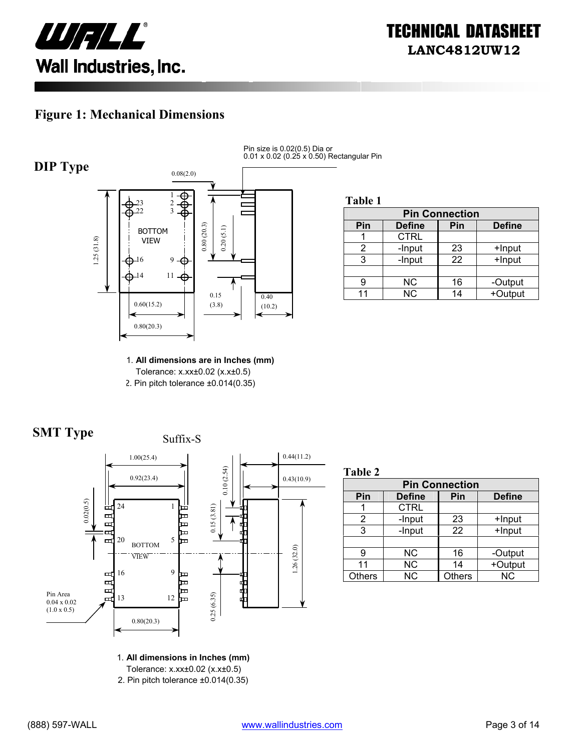## Figure 1: Mechanical Dimensions

### DIP Type

Pin size is 0.02(0.5) Dia or 0.01 x 0.02 (0.25 x 0.50) Rectangular Pin

**Table 1**

| Pin Connection | | | |
|---|---|---|---|
| **Pin** | **Define** | **Pin** | **Define** |
| 1 | CTRL | | |
| 2 | -Input | 23 | +Input |
| 3 | -Input | 22 | +Input |
| | | | |
| 9 | NC | 16 | -Output |
| 11 | NC | 14 | +Output |

1. **All dimensions are in Inches (mm)**
   Tolerance: x.xx±0.02 (x.x±0.5)
2. Pin pitch tolerance ±0.014(0.35)

### SMT Type

Suffix-S

**Table 2**

| Pin Connection | | | |
|---|---|---|---|
| **Pin** | **Define** | **Pin** | **Define** |
| 1 | CTRL | | |
| 2 | -Input | 23 | +Input |
| 3 | -Input | 22 | +Input |
| | | | |
| 9 | NC | 16 | -Output |
| 11 | NC | 14 | +Output |
| Others | NC | Others | NC |

1. **All dimensions in Inches (mm)**
   Tolerance: x.xx±0.02 (x.x±0.5)
2. Pin pitch tolerance ±0.014(0.35)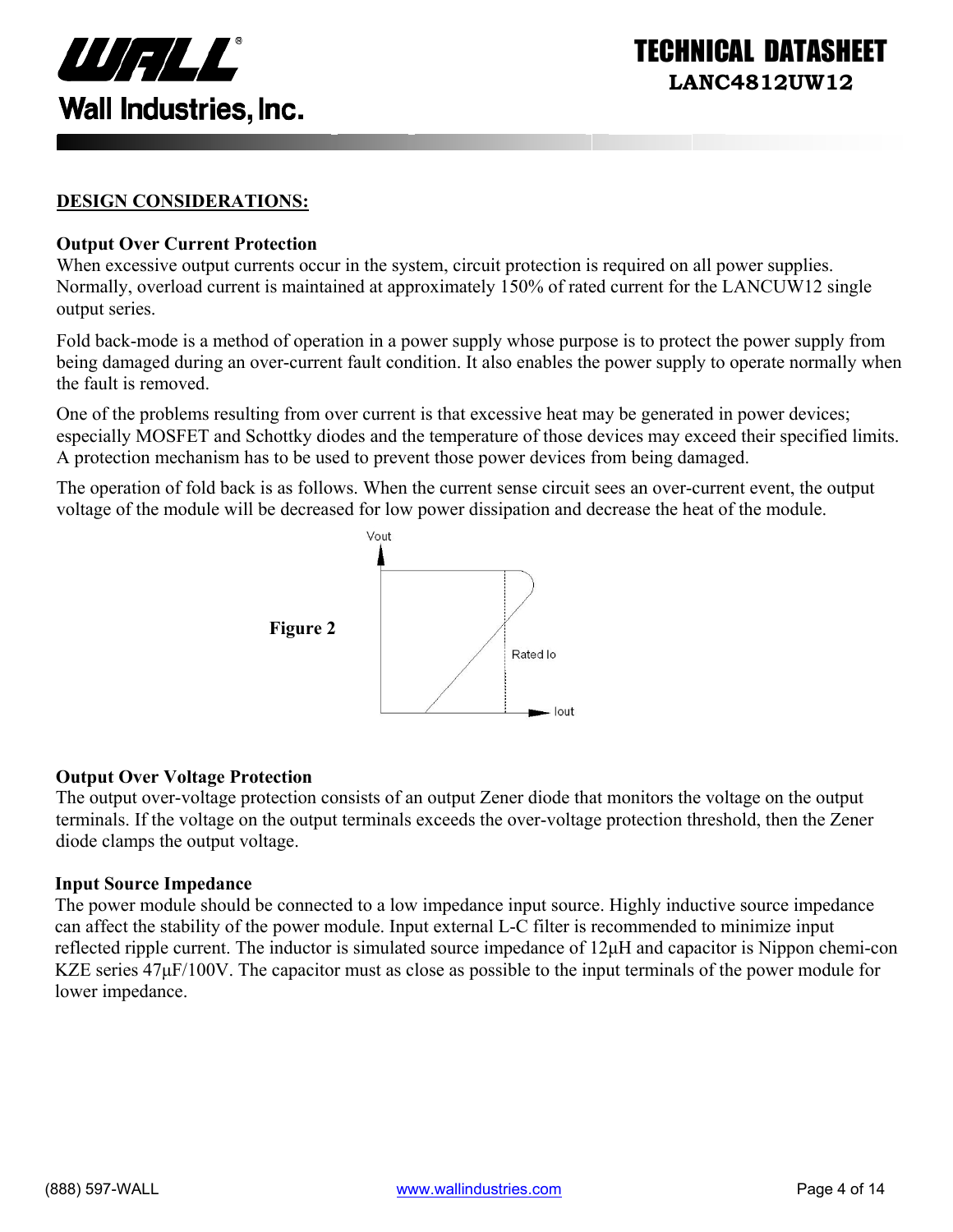## DESIGN CONSIDERATIONS:

### Output Over Current Protection

When excessive output currents occur in the system, circuit protection is required on all power supplies. Normally, overload current is maintained at approximately 150% of rated current for the LANCUW12 single output series.

Fold back-mode is a method of operation in a power supply whose purpose is to protect the power supply from being damaged during an over-current fault condition. It also enables the power supply to operate normally when the fault is removed.

One of the problems resulting from over current is that excessive heat may be generated in power devices; especially MOSFET and Schottky diodes and the temperature of those devices may exceed their specified limits. A protection mechanism has to be used to prevent those power devices from being damaged.

The operation of fold back is as follows. When the current sense circuit sees an over-current event, the output voltage of the module will be decreased for low power dissipation and decrease the heat of the module.

**Figure 2**

### Output Over Voltage Protection

The output over-voltage protection consists of an output Zener diode that monitors the voltage on the output terminals. If the voltage on the output terminals exceeds the over-voltage protection threshold, then the Zener diode clamps the output voltage.

### Input Source Impedance

The power module should be connected to a low impedance input source. Highly inductive source impedance can affect the stability of the power module. Input external L-C filter is recommended to minimize input reflected ripple current. The inductor is simulated source impedance of 12µH and capacitor is Nippon chemi-con KZE series 47µF/100V. The capacitor must as close as possible to the input terminals of the power module for lower impedance.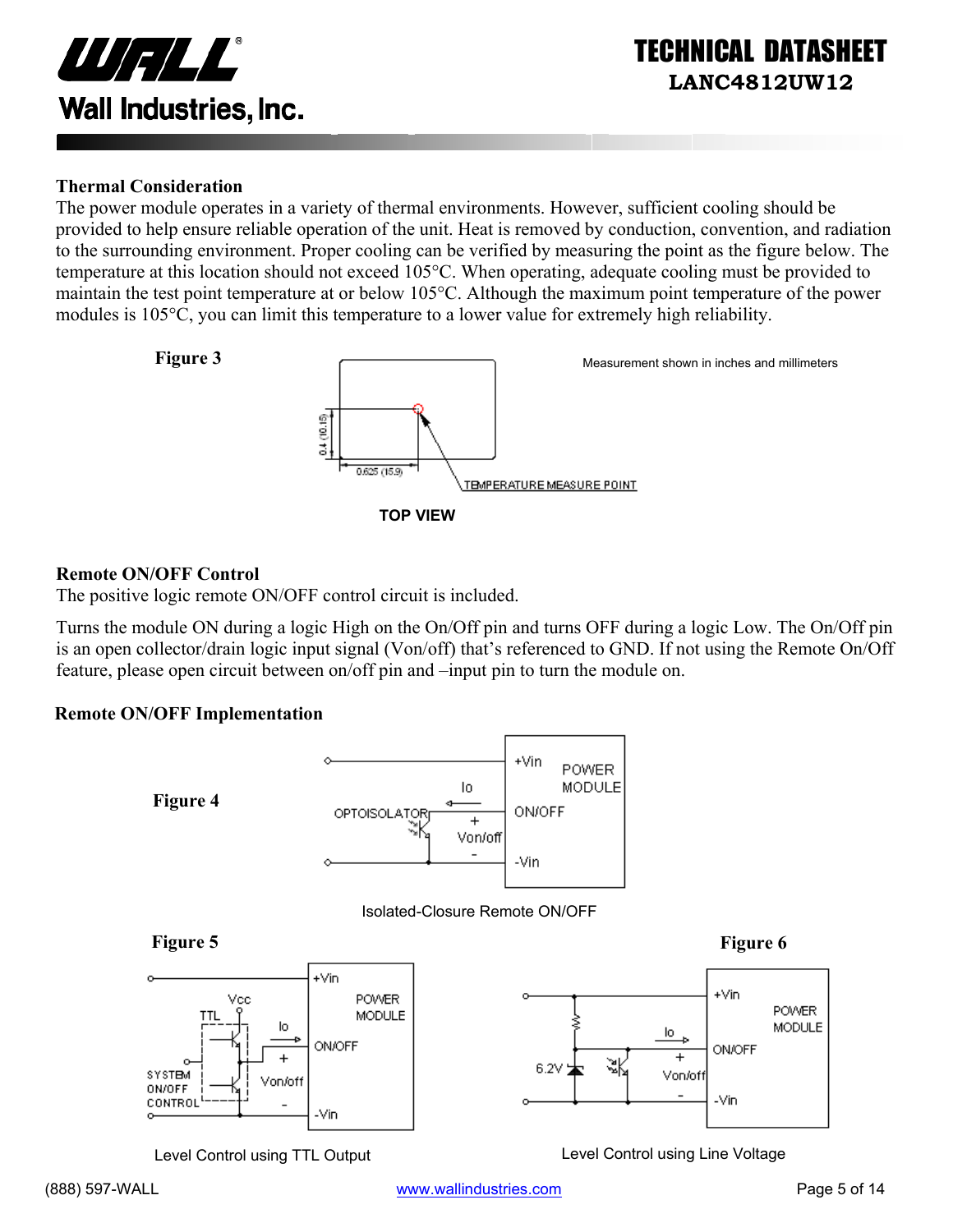## Thermal Consideration

The power module operates in a variety of thermal environments. However, sufficient cooling should be provided to help ensure reliable operation of the unit. Heat is removed by conduction, convention, and radiation to the surrounding environment. Proper cooling can be verified by measuring the point as the figure below. The temperature at this location should not exceed 105°C. When operating, adequate cooling must be provided to maintain the test point temperature at or below 105°C. Although the maximum point temperature of the power modules is 105°C, you can limit this temperature to a lower value for extremely high reliability.

**Figure 3**

Measurement shown in inches and millimeters

0.4 (10.15)

0.625 (15.9)

TEMPERATURE MEASURE POINT

TOP VIEW

## Remote ON/OFF Control

The positive logic remote ON/OFF control circuit is included.

Turns the module ON during a logic High on the On/Off pin and turns OFF during a logic Low. The On/Off pin is an open collector/drain logic input signal (Von/off) that's referenced to GND. If not using the Remote On/Off feature, please open circuit between on/off pin and –input pin to turn the module on.

## Remote ON/OFF Implementation

**Figure 4**

Isolated-Closure Remote ON/OFF

**Figure 5**

Level Control using TTL Output

**Figure 6**

Level Control using Line Voltage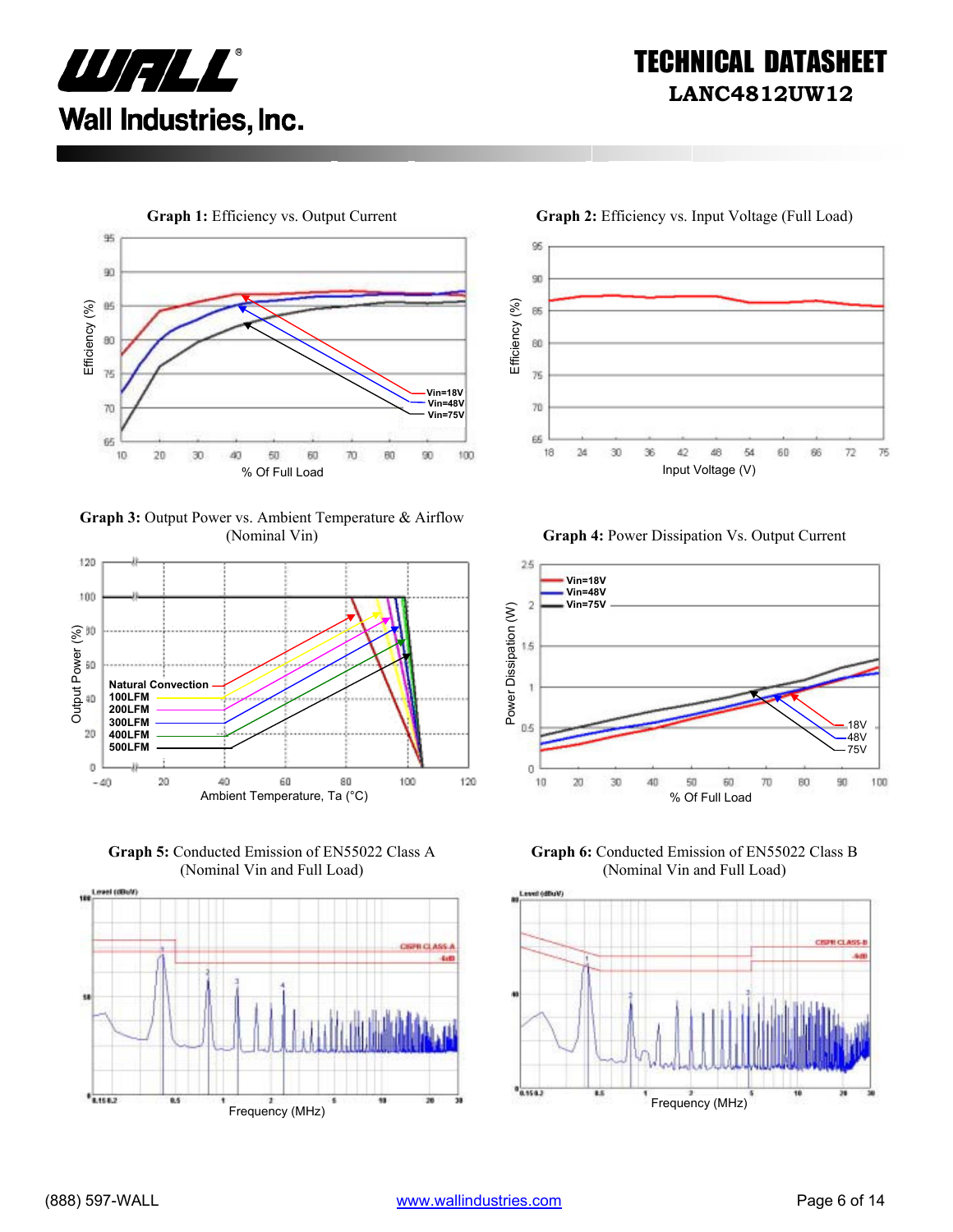**Graph 1:** Efficiency vs. Output Current

**Graph 2:** Efficiency vs. Input Voltage (Full Load)

**Graph 3:** Output Power vs. Ambient Temperature & Airflow (Nominal Vin)

**Graph 4:** Power Dissipation Vs. Output Current

**Graph 5:** Conducted Emission of EN55022 Class A (Nominal Vin and Full Load)

**Graph 6:** Conducted Emission of EN55022 Class B (Nominal Vin and Full Load)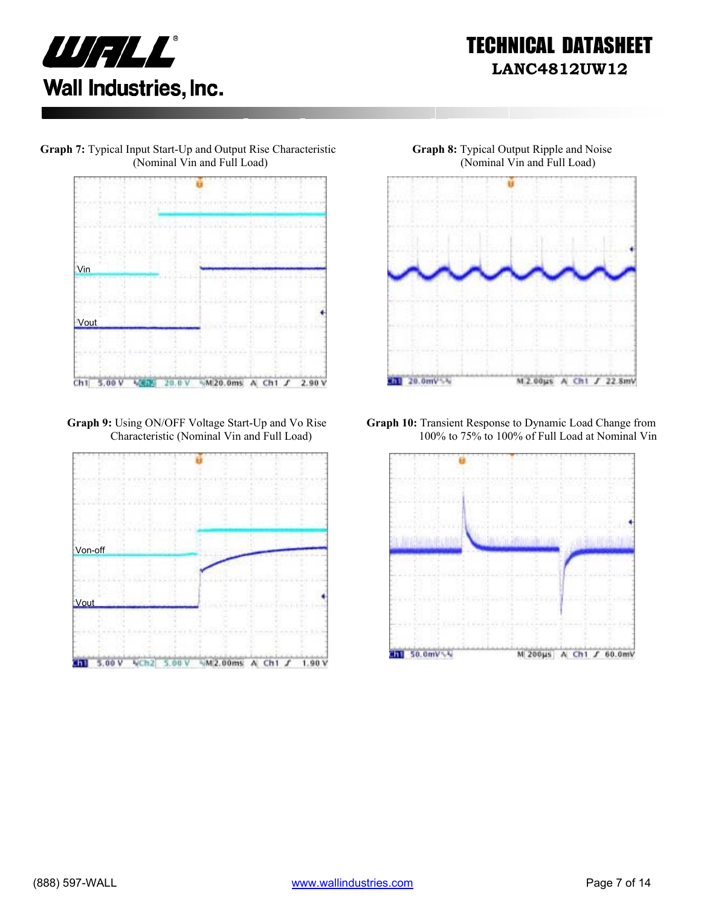**Graph 7:** Typical Input Start-Up and Output Rise Characteristic (Nominal Vin and Full Load)

Vin

Vout

Ch1 5.00 V Ch2 20.0 V M 20.0ms A Ch1 ƒ 2.90 V

**Graph 8:** Typical Output Ripple and Noise (Nominal Vin and Full Load)

Ch1 20.0mV M 2.00µs A Ch1 ƒ 22.8mV

**Graph 9:** Using ON/OFF Voltage Start-Up and Vo Rise Characteristic (Nominal Vin and Full Load)

Von-off

Vout

Ch1 5.00 V Ch2 5.00 V M 2.00ms A Ch1 ƒ 1.90 V

**Graph 10:** Transient Response to Dynamic Load Change from 100% to 75% to 100% of Full Load at Nominal Vin

Ch1 50.0mV M 200µs A Ch1 ƒ 60.0mV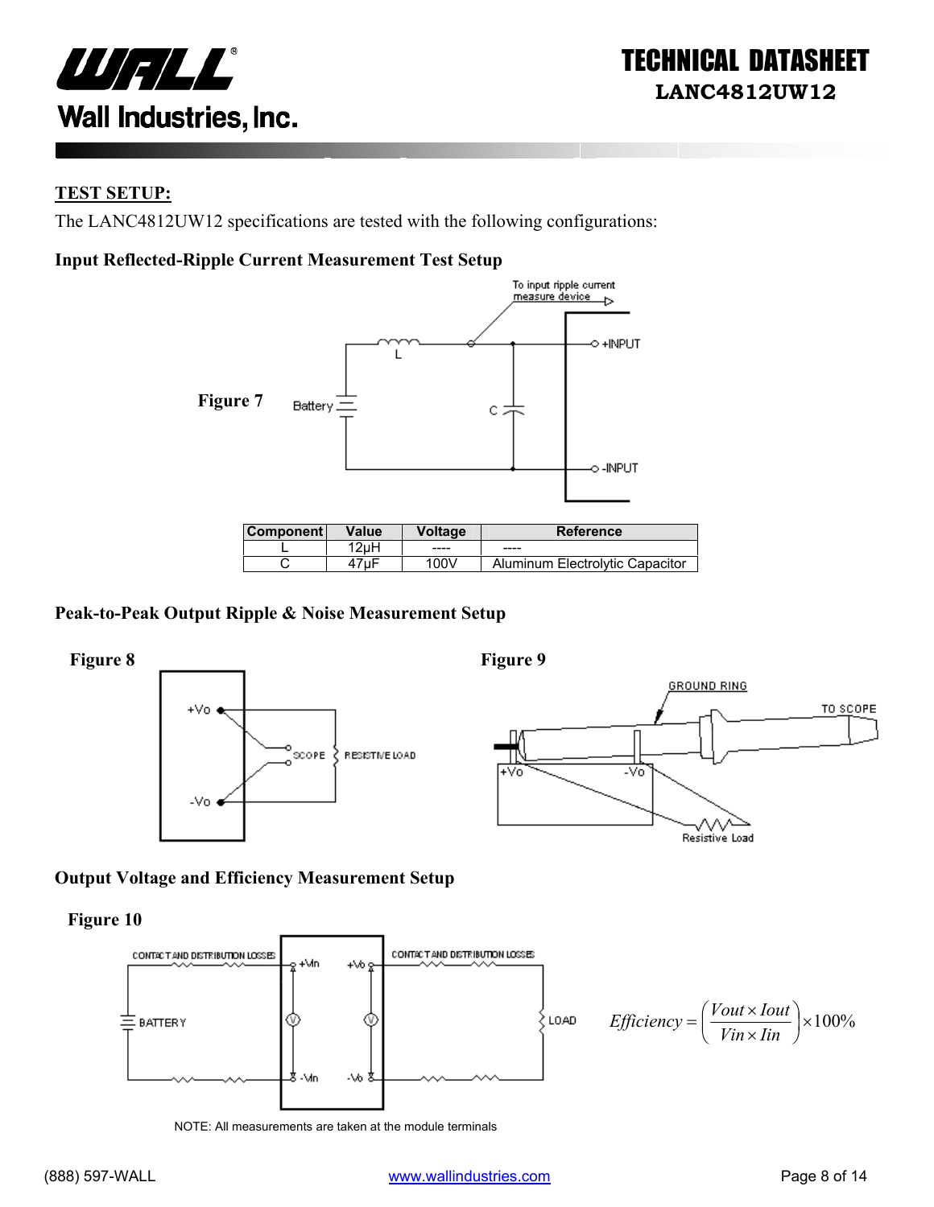## TEST SETUP:

The LANC4812UW12 specifications are tested with the following configurations:

### Input Reflected-Ripple Current Measurement Test Setup

**Figure 7**

| Component | Value | Voltage | Reference |
|---|---|---|---|
| L | 12μH | ---- | ---- |
| C | 47μF | 100V | Aluminum Electrolytic Capacitor |

### Peak-to-Peak Output Ripple & Noise Measurement Setup

**Figure 8**

**Figure 9**

### Output Voltage and Efficiency Measurement Setup

**Figure 10**

$$Efficiency = \left(\frac{Vout \times Iout}{Vin \times Iin}\right) \times 100\%$$

NOTE: All measurements are taken at the module terminals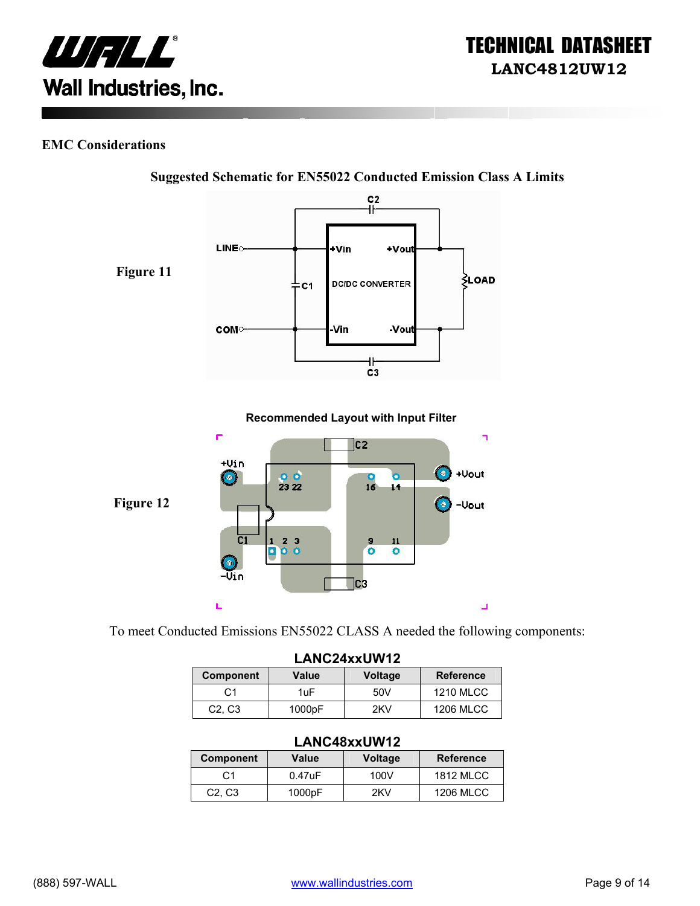## EMC Considerations

**Suggested Schematic for EN55022 Conducted Emission Class A Limits**

**Figure 11**

**Recommended Layout with Input Filter**

**Figure 12**

To meet Conducted Emissions EN55022 CLASS A needed the following components:

**LANC24xxUW12**

| Component | Value | Voltage | Reference |
|---|---|---|---|
| C1 | 1uF | 50V | 1210 MLCC |
| C2, C3 | 1000pF | 2KV | 1206 MLCC |

**LANC48xxUW12**

| Component | Value | Voltage | Reference |
|---|---|---|---|
| C1 | 0.47uF | 100V | 1812 MLCC |
| C2, C3 | 1000pF | 2KV | 1206 MLCC |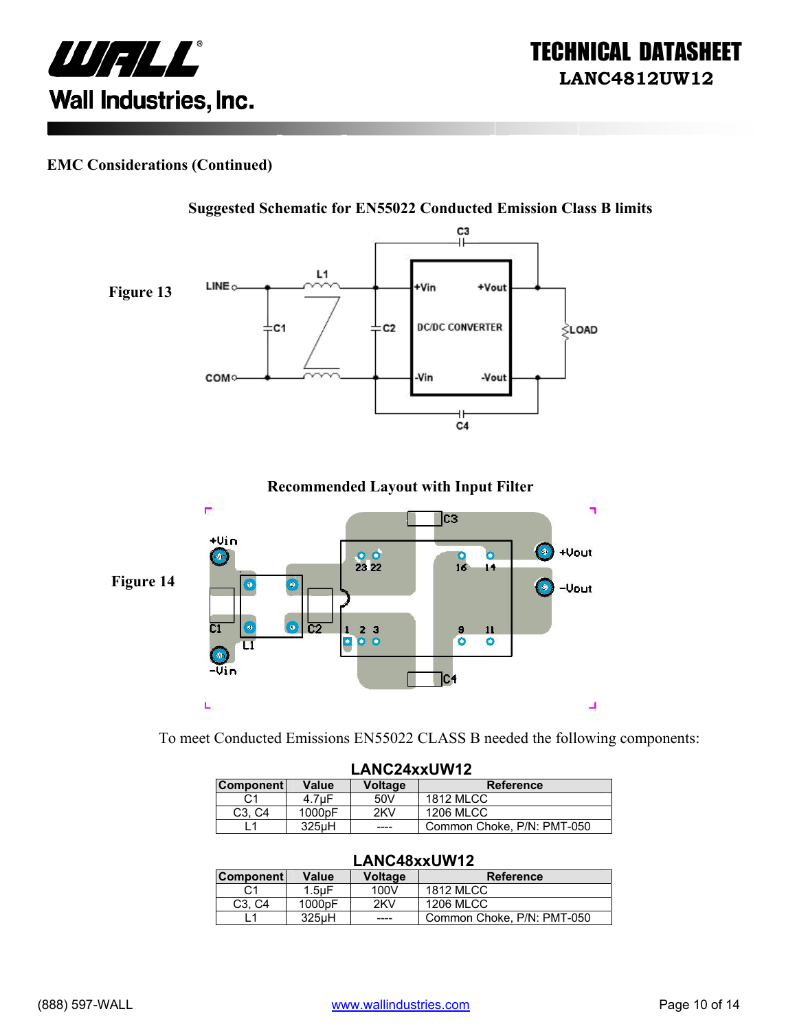## EMC Considerations (Continued)

**Suggested Schematic for EN55022 Conducted Emission Class B limits**

**Figure 13**

**Recommended Layout with Input Filter**

**Figure 14**

To meet Conducted Emissions EN55022 CLASS B needed the following components:

**LANC24xxUW12**

| Component | Value | Voltage | Reference |
|---|---|---|---|
| C1 | 4.7µF | 50V | 1812 MLCC |
| C3, C4 | 1000pF | 2KV | 1206 MLCC |
| L1 | 325µH | ---- | Common Choke, P/N: PMT-050 |

**LANC48xxUW12**

| Component | Value | Voltage | Reference |
|---|---|---|---|
| C1 | 1.5µF | 100V | 1812 MLCC |
| C3, C4 | 1000pF | 2KV | 1206 MLCC |
| L1 | 325µH | ---- | Common Choke, P/N: PMT-050 |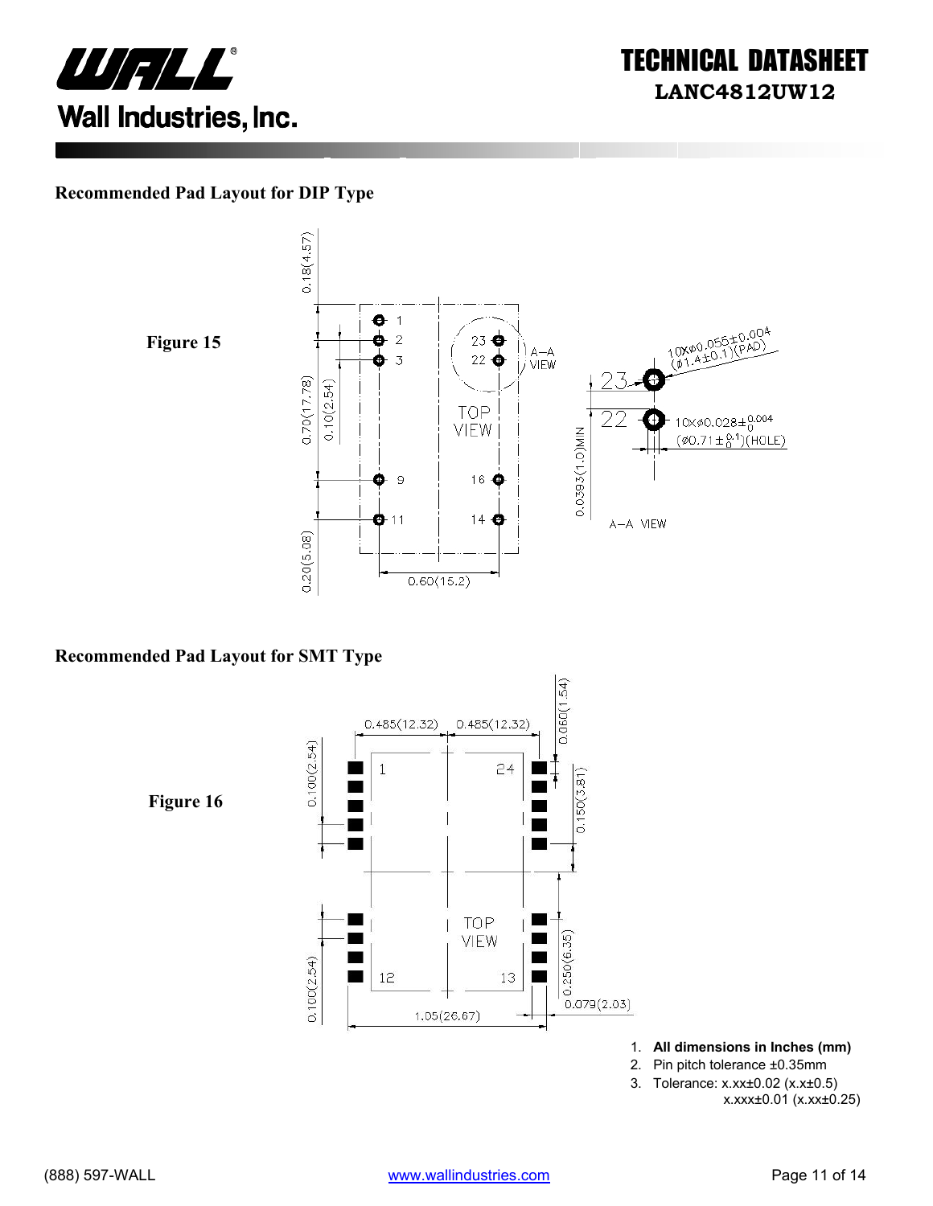## Recommended Pad Layout for DIP Type

Figure 15

## Recommended Pad Layout for SMT Type

Figure 16

1. **All dimensions in Inches (mm)**
2. Pin pitch tolerance ±0.35mm
3. Tolerance: x.xx±0.02 (x.x±0.5)
   x.xxx±0.01 (x.xx±0.25)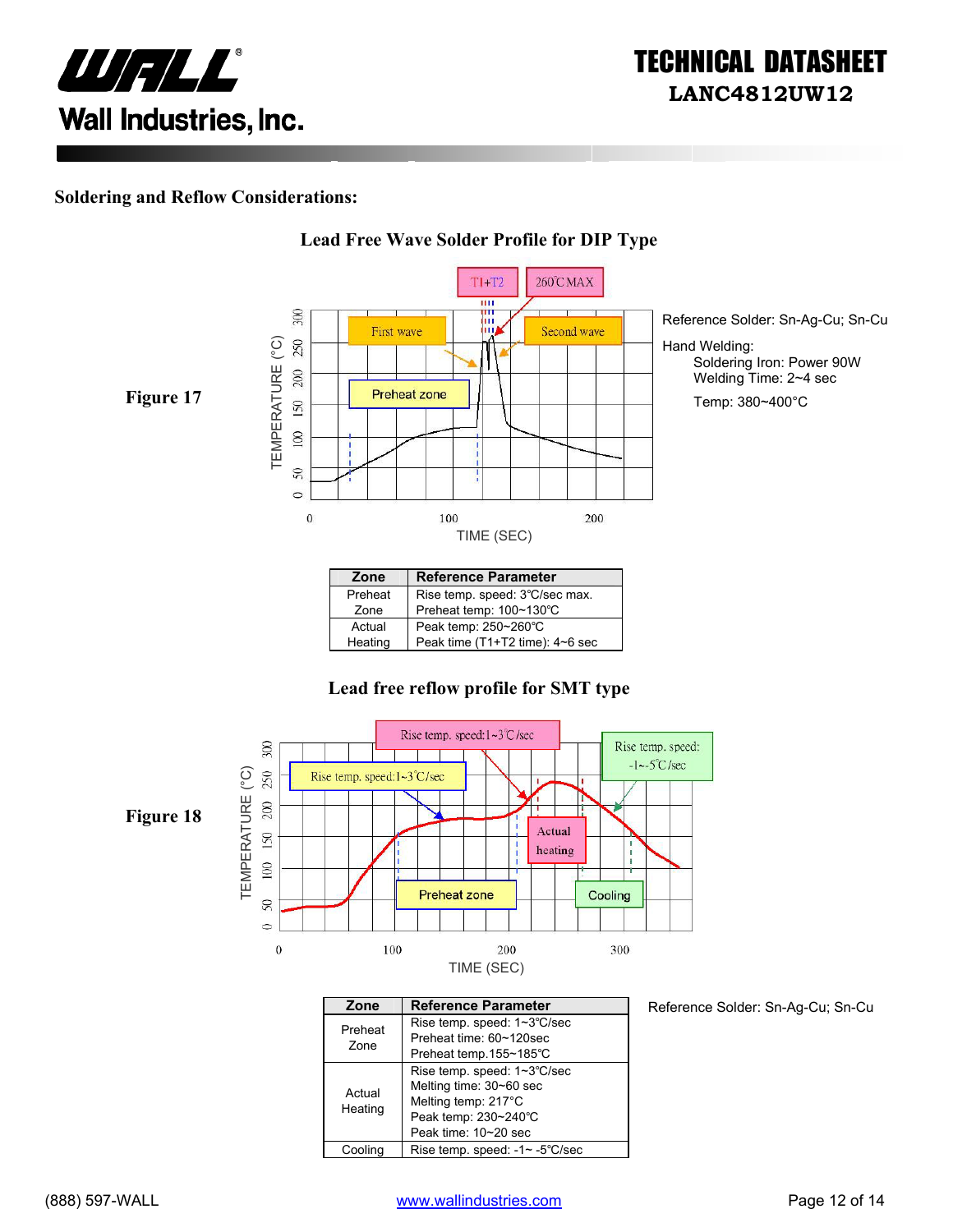## Soldering and Reflow Considerations:

### Lead Free Wave Solder Profile for DIP Type

**Figure 17**

Reference Solder: Sn-Ag-Cu; Sn-Cu

Hand Welding:
- Soldering Iron: Power 90W
- Welding Time: 2~4 sec
- Temp: 380~400°C

| Zone | Reference Parameter |
|---|---|
| Preheat Zone | Rise temp. speed: 3℃/sec max.<br>Preheat temp: 100~130℃ |
| Actual Heating | Peak temp: 250~260℃<br>Peak time (T1+T2 time): 4~6 sec |

### Lead free reflow profile for SMT type

**Figure 18**

| Zone | Reference Parameter |
|---|---|
| Preheat Zone | Rise temp. speed: 1~3℃/sec<br>Preheat time: 60~120sec<br>Preheat temp.155~185℃ |
| Actual Heating | Rise temp. speed: 1~3℃/sec<br>Melting time: 30~60 sec<br>Melting temp: 217°C<br>Peak temp: 230~240℃<br>Peak time: 10~20 sec |
| Cooling | Rise temp. speed: -1~ -5℃/sec |

Reference Solder: Sn-Ag-Cu; Sn-Cu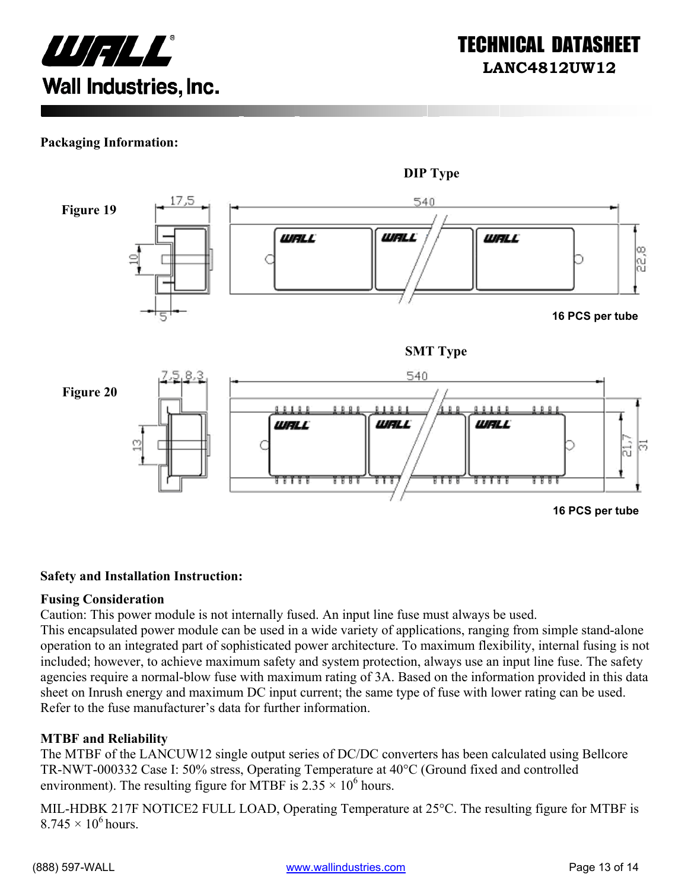## Packaging Information:

### DIP Type

Figure 19

16 PCS per tube

### SMT Type

Figure 20

16 PCS per tube

## Safety and Installation Instruction:

### Fusing Consideration

Caution: This power module is not internally fused. An input line fuse must always be used.
This encapsulated power module can be used in a wide variety of applications, ranging from simple stand-alone operation to an integrated part of sophisticated power architecture. To maximum flexibility, internal fusing is not included; however, to achieve maximum safety and system protection, always use an input line fuse. The safety agencies require a normal-blow fuse with maximum rating of 3A. Based on the information provided in this data sheet on Inrush energy and maximum DC input current; the same type of fuse with lower rating can be used. Refer to the fuse manufacturer's data for further information.

### MTBF and Reliability

The MTBF of the LANCUW12 single output series of DC/DC converters has been calculated using Bellcore TR-NWT-000332 Case I: 50% stress, Operating Temperature at 40°C (Ground fixed and controlled environment). The resulting figure for MTBF is $2.35 \times 10^6$ hours.

MIL-HDBK 217F NOTICE2 FULL LOAD, Operating Temperature at 25°C. The resulting figure for MTBF is $8.745 \times 10^6$ hours.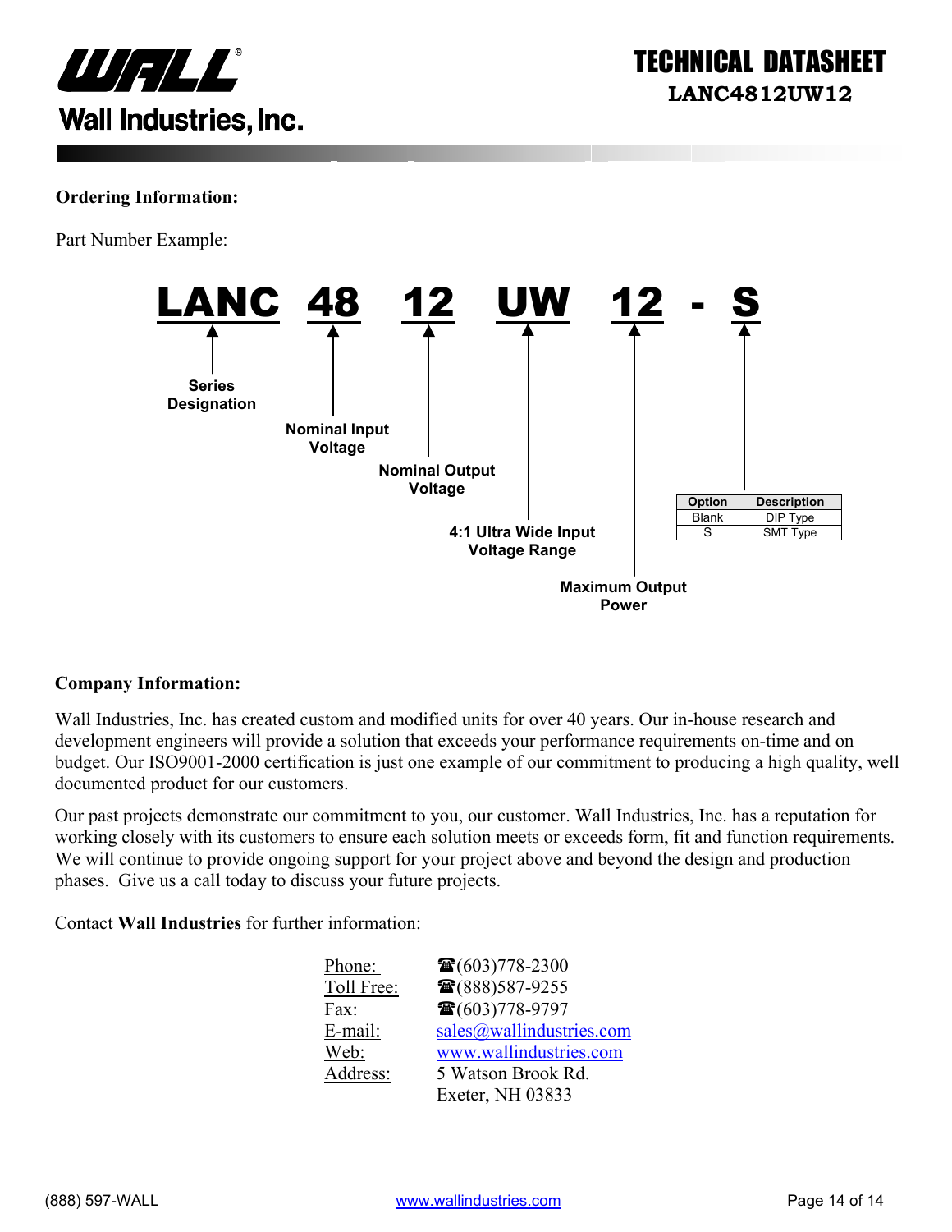**Ordering Information:**

Part Number Example:

**LANC 48 12 UW 12 - S**

- LANC — Series Designation
- 48 — Nominal Input Voltage
- 12 — Nominal Output Voltage
- UW — 4:1 Ultra Wide Input Voltage Range
- 12 — Maximum Output Power
- S — Option

| Option | Description |
|---|---|
| Blank | DIP Type |
| S | SMT Type |

**Company Information:**

Wall Industries, Inc. has created custom and modified units for over 40 years. Our in-house research and development engineers will provide a solution that exceeds your performance requirements on-time and on budget. Our ISO9001-2000 certification is just one example of our commitment to producing a high quality, well documented product for our customers.

Our past projects demonstrate our commitment to you, our customer. Wall Industries, Inc. has a reputation for working closely with its customers to ensure each solution meets or exceeds form, fit and function requirements. We will continue to provide ongoing support for your project above and beyond the design and production phases. Give us a call today to discuss your future projects.

Contact **Wall Industries** for further information:

| | |
|---|---|
| Phone: | ☎(603)778-2300 |
| Toll Free: | ☎(888)587-9255 |
| Fax: | ☎(603)778-9797 |
| E-mail: | sales@wallindustries.com |
| Web: | www.wallindustries.com |
| Address: | 5 Watson Brook Rd. Exeter, NH 03833 |